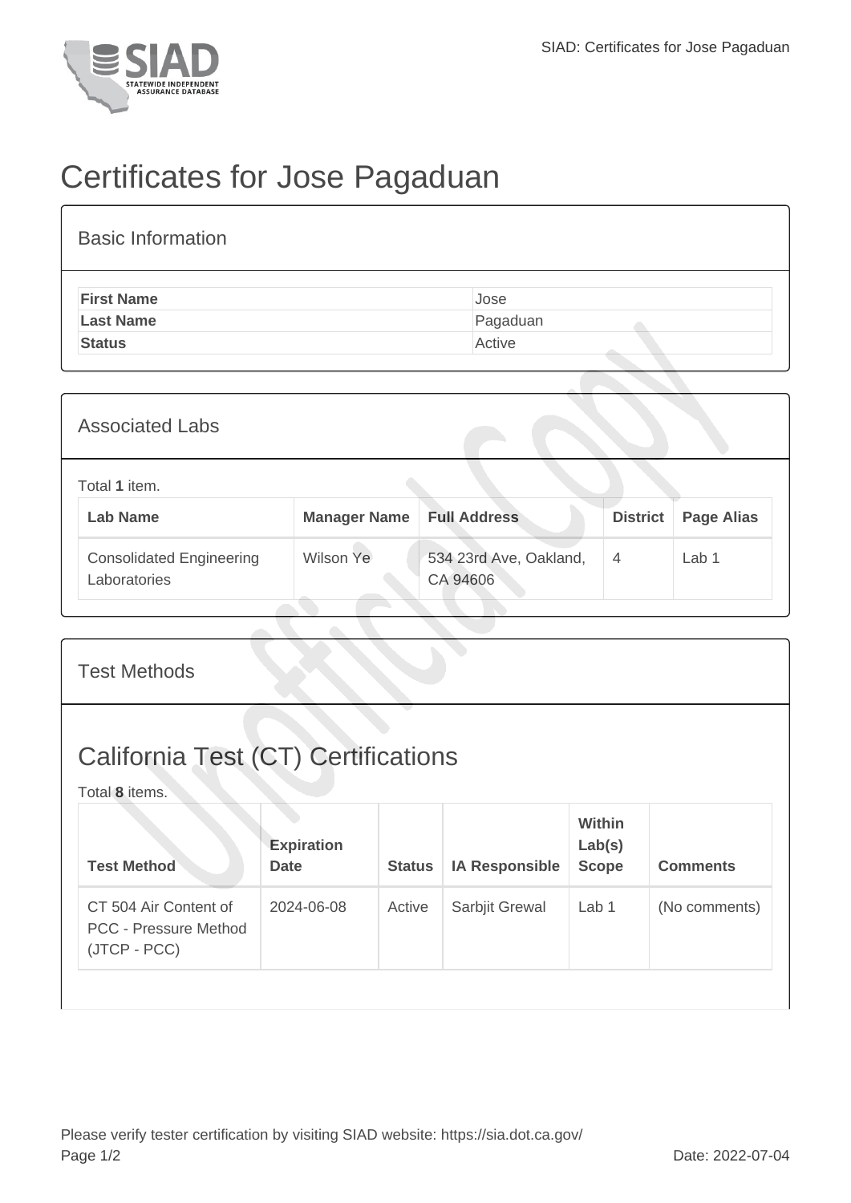# Certificates for Jose Pagaduan

## Basic Information

| | |
|---|---|
| **First Name** | Jose |
| **Last Name** | Pagaduan |
| **Status** | Active |

## Associated Labs

Total **1** item.

| Lab Name | Manager Name | Full Address | District | Page Alias |
|---|---|---|---|---|
| Consolidated Engineering Laboratories | Wilson Ye | 534 23rd Ave, Oakland, CA 94606 | 4 | Lab 1 |

## Test Methods

## California Test (CT) Certifications

Total **8** items.

| Test Method | Expiration Date | Status | IA Responsible | Within Lab(s) Scope | Comments |
|---|---|---|---|---|---|
| CT 504 Air Content of PCC - Pressure Method (JTCP - PCC) | 2024-06-08 | Active | Sarbjit Grewal | Lab 1 | (No comments) |

Please verify tester certification by visiting SIAD website: https://sia.dot.ca.gov/

Date: 2022-07-04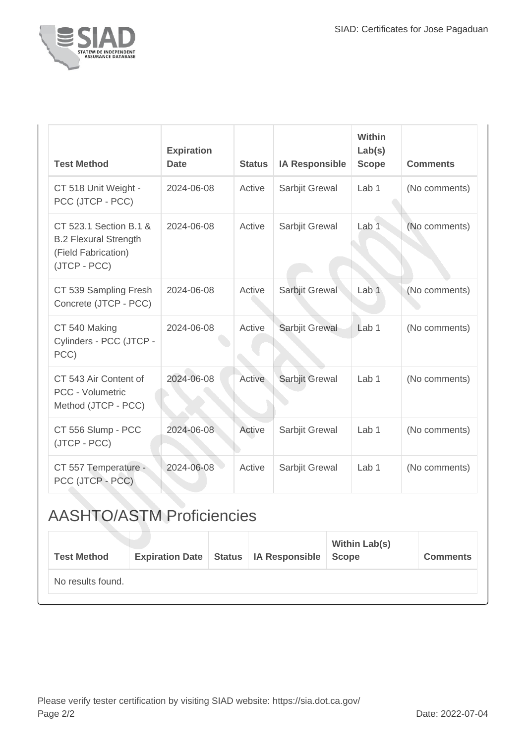| Test Method | Expiration Date | Status | IA Responsible | Within Lab(s) Scope | Comments |
| --- | --- | --- | --- | --- | --- |
| CT 518 Unit Weight - PCC (JTCP - PCC) | 2024-06-08 | Active | Sarbjit Grewal | Lab 1 | (No comments) |
| CT 523.1 Section B.1 & B.2 Flexural Strength (Field Fabrication) (JTCP - PCC) | 2024-06-08 | Active | Sarbjit Grewal | Lab 1 | (No comments) |
| CT 539 Sampling Fresh Concrete (JTCP - PCC) | 2024-06-08 | Active | Sarbjit Grewal | Lab 1 | (No comments) |
| CT 540 Making Cylinders - PCC (JTCP - PCC) | 2024-06-08 | Active | Sarbjit Grewal | Lab 1 | (No comments) |
| CT 543 Air Content of PCC - Volumetric Method (JTCP - PCC) | 2024-06-08 | Active | Sarbjit Grewal | Lab 1 | (No comments) |
| CT 556 Slump - PCC (JTCP - PCC) | 2024-06-08 | Active | Sarbjit Grewal | Lab 1 | (No comments) |
| CT 557 Temperature - PCC (JTCP - PCC) | 2024-06-08 | Active | Sarbjit Grewal | Lab 1 | (No comments) |

## AASHTO/ASTM Proficiencies

| Test Method | Expiration Date | Status | IA Responsible | Within Lab(s) Scope | Comments |
| --- | --- | --- | --- | --- | --- |
| No results found. | | | | | |

Please verify tester certification by visiting SIAD website: https://sia.dot.ca.gov/

Date: 2022-07-04